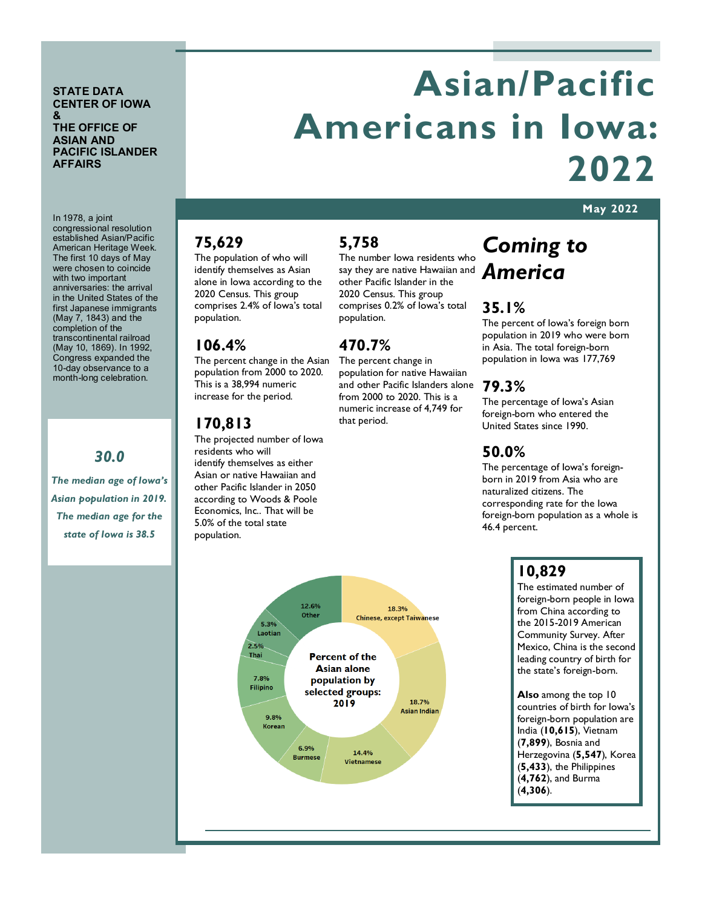**STATE DATA CENTER OF IOWA & THE OFFICE OF ASIAN AND PACIFIC ISLANDER AFFAIRS**

# Asian/Pacific Americans in Iowa: 2022

**May 2022**

In 1978, a joint congressional resolution established Asian/Pacific American Heritage Week. The first 10 days of May were chosen to coincide with two important anniversaries: the arrival in the United States of the first Japanese immigrants (May 7, 1843) and the completion of the transcontinental railroad (May 10, 1869). In 1992, Congress expanded the 10-day observance to a month-long celebration.

### *30.0*

*The median age of Iowa's Asian population in 2019. The median age for the state of Iowa is 38.5*

### 75,629

The population of who will identify themselves as Asian alone in Iowa according to the 2020 Census. This group comprises 2.4% of Iowa's total population.

### 106.4%

The percent change in the Asian population from 2000 to 2020. This is a 38,994 numeric increase for the period.

### 170,813

The projected number of Iowa residents who will identify themselves as either Asian or native Hawaiian and other Pacific Islander in 2050 according to Woods & Poole Economics, Inc.. That will be 5.0% of the total state population.

### 5,758

The number Iowa residents who say they are native Hawaiian and other Pacific Islander in the 2020 Census. This group comprises 0.2% of Iowa's total population.

### 470.7%

The percent change in population for native Hawaiian and other Pacific Islanders alone from 2000 to 2020. This is a numeric increase of 4,749 for that period.

## *Coming to America*

### 35.1%

The percent of Iowa's foreign born population in 2019 who were born in Asia. The total foreign-born population in Iowa was 177,769

### 79.3%

The percentage of Iowa's Asian foreign-born who entered the United States since 1990.

### 50.0%

The percentage of Iowa's foreign-born in 2019 from Asia who are naturalized citizens. The corresponding rate for the Iowa foreign-born population as a whole is 46.4 percent.

**Percent of the Asian alone population by selected groups: 2019**

| Group | Percent |
| --- | --- |
| Chinese, except Taiwanese | 18.3% |
| Asian Indian | 18.7% |
| Vietnamese | 14.4% |
| Burmese | 6.9% |
| Korean | 9.8% |
| Filipino | 7.8% |
| Thai | 2.5% |
| Laotian | 5.3% |
| Other | 12.6% |

### 10,829

The estimated number of foreign-born people in Iowa from China according to the 2015-2019 American Community Survey. After Mexico, China is the second leading country of birth for the state's foreign-born.

**Also** among the top 10 countries of birth for Iowa's foreign-born population are India (**10,615**), Vietnam (**7,899**), Bosnia and Herzegovina (**5,547**), Korea (**5,433**), the Philippines (**4,762**), and Burma (**4,306**).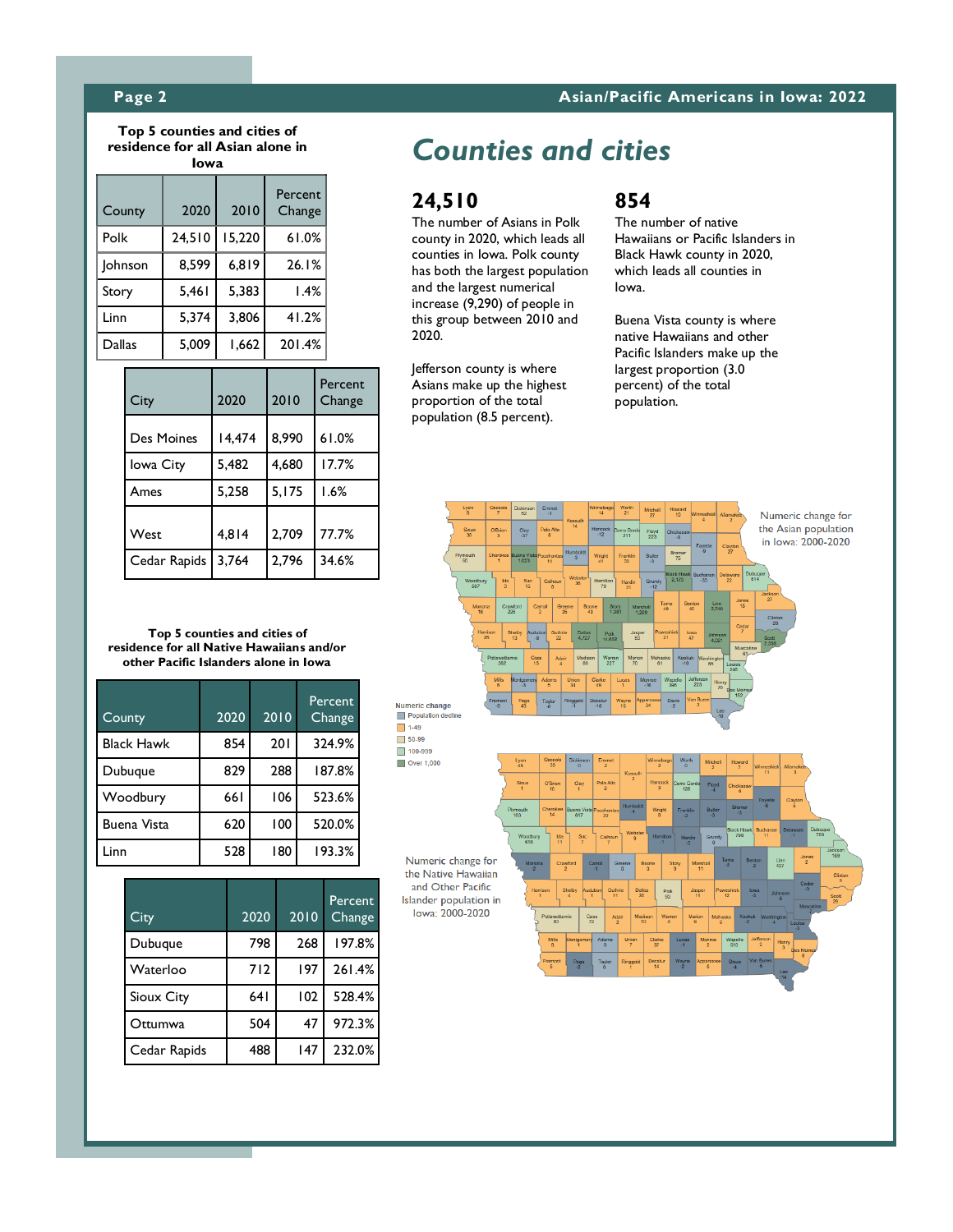# Counties and cities

**Top 5 counties and cities of residence for all Asian alone in Iowa**

| County | 2020 | 2010 | Percent Change |
|---|---|---|---|
| Polk | 24,510 | 15,220 | 61.0% |
| Johnson | 8,599 | 6,819 | 26.1% |
| Story | 5,461 | 5,383 | 1.4% |
| Linn | 5,374 | 3,806 | 41.2% |
| Dallas | 5,009 | 1,662 | 201.4% |

| City | 2020 | 2010 | Percent Change |
|---|---|---|---|
| Des Moines | 14,474 | 8,990 | 61.0% |
| Iowa City | 5,482 | 4,680 | 17.7% |
| Ames | 5,258 | 5,175 | 1.6% |
| West | 4,814 | 2,709 | 77.7% |
| Cedar Rapids | 3,764 | 2,796 | 34.6% |

## 24,510

The number of Asians in Polk county in 2020, which leads all counties in Iowa. Polk county has both the largest population and the largest numerical increase (9,290) of people in this group between 2010 and 2020.

Jefferson county is where Asians make up the highest proportion of the total population (8.5 percent).

## 854

The number of native Hawaiians or Pacific Islanders in Black Hawk county in 2020, which leads all counties in Iowa.

Buena Vista county is where native Hawaiians and other Pacific Islanders make up the largest proportion (3.0 percent) of the total population.

Numeric change for the Asian population in Iowa: 2000-2020

Numeric change
- Population decline
- 1-49
- 50-99
- 100-999
- Over 1,000

Numeric change for the Native Hawaiian and Other Pacific Islander population in Iowa: 2000-2020

**Top 5 counties and cities of residence for all Native Hawaiians and/or other Pacific Islanders alone in Iowa**

| County | 2020 | 2010 | Percent Change |
|---|---|---|---|
| Black Hawk | 854 | 201 | 324.9% |
| Dubuque | 829 | 288 | 187.8% |
| Woodbury | 661 | 106 | 523.6% |
| Buena Vista | 620 | 100 | 520.0% |
| Linn | 528 | 180 | 193.3% |

| City | 2020 | 2010 | Percent Change |
|---|---|---|---|
| Dubuque | 798 | 268 | 197.8% |
| Waterloo | 712 | 197 | 261.4% |
| Sioux City | 641 | 102 | 528.4% |
| Ottumwa | 504 | 47 | 972.3% |
| Cedar Rapids | 488 | 147 | 232.0% |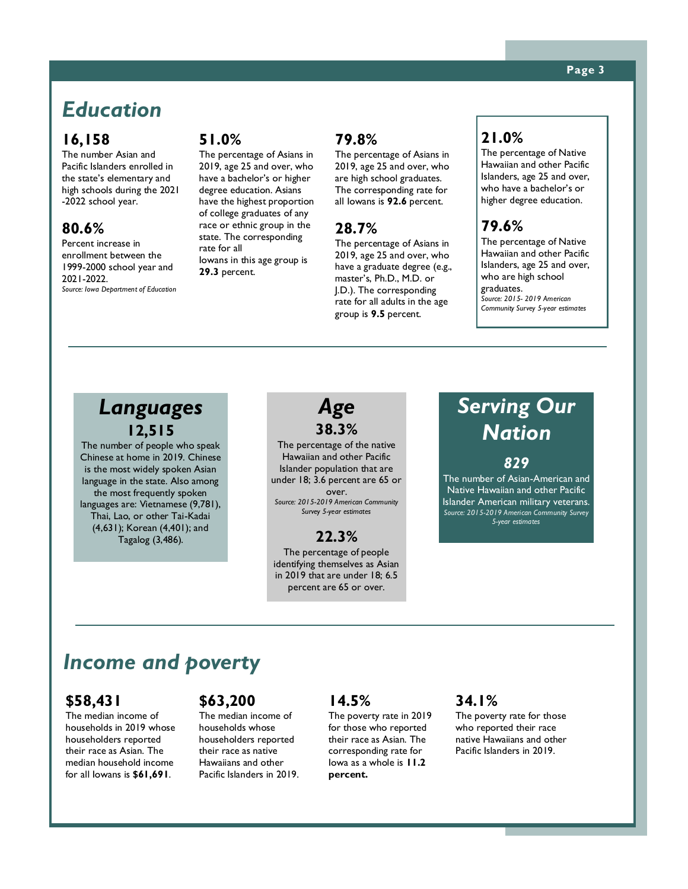## Education

### 16,158

The number Asian and Pacific Islanders enrolled in the state's elementary and high schools during the 2021-2022 school year.

### 80.6%

Percent increase in enrollment between the 1999-2000 school year and 2021-2022.

*Source: Iowa Department of Education*

### 51.0%

The percentage of Asians in 2019, age 25 and over, who have a bachelor's or higher degree education. Asians have the highest proportion of college graduates of any race or ethnic group in the state. The corresponding rate for all Iowans in this age group is **29.3** percent.

### 79.8%

The percentage of Asians in 2019, age 25 and over, who are high school graduates. The corresponding rate for all Iowans is **92.6** percent.

### 28.7%

The percentage of Asians in 2019, age 25 and over, who have a graduate degree (e.g., master's, Ph.D., M.D. or J.D.). The corresponding rate for all adults in the age group is **9.5** percent.

### 21.0%

The percentage of Native Hawaiian and other Pacific Islanders, age 25 and over, who have a bachelor's or higher degree education.

### 79.6%

The percentage of Native Hawaiian and other Pacific Islanders, age 25 and over, who are high school graduates.

*Source: 2015- 2019 American Community Survey 5-year estimates*

## Languages

### 12,515

The number of people who speak Chinese at home in 2019. Chinese is the most widely spoken Asian language in the state. Also among the most frequently spoken languages are: Vietnamese (9,781), Thai, Lao, or other Tai-Kadai (4,631); Korean (4,401); and Tagalog (3,486).

## Age

### 38.3%

The percentage of the native Hawaiian and other Pacific Islander population that are under 18; 3.6 percent are 65 or over.

*Source: 2015-2019 American Community Survey 5-year estimates*

### 22.3%

The percentage of people identifying themselves as Asian in 2019 that are under 18; 6.5 percent are 65 or over.

## Serving Our Nation

### *829*

The number of Asian-American and Native Hawaiian and other Pacific Islander American military veterans.

*Source: 2015-2019 American Community Survey 5-year estimates*

## Income and poverty

### $58,431

The median income of households in 2019 whose householders reported their race as Asian. The median household income for all Iowans is **$61,691**.

### $63,200

The median income of households whose householders reported their race as native Hawaiians and other Pacific Islanders in 2019.

### 14.5%

The poverty rate in 2019 for those who reported their race as Asian. The corresponding rate for Iowa as a whole is **11.2 percent.**

### 34.1%

The poverty rate for those who reported their race native Hawaiians and other Pacific Islanders in 2019.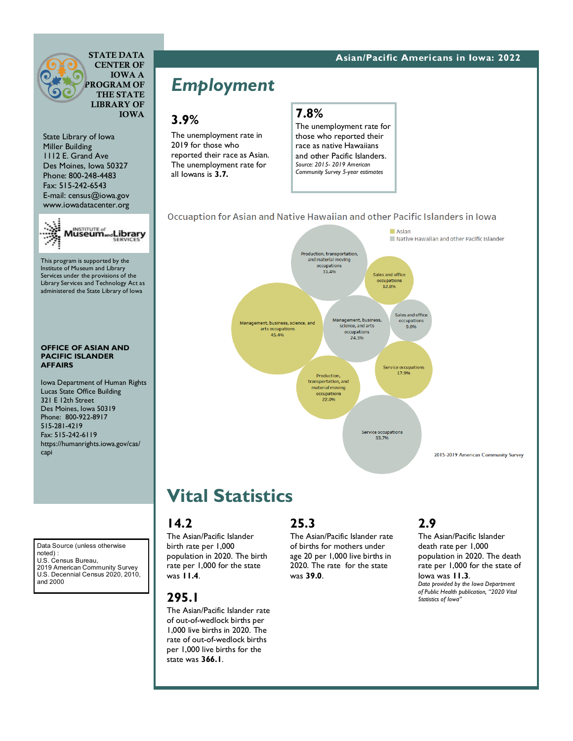STATE DATA CENTER OF IOWA A PROGRAM OF THE STATE LIBRARY OF IOWA

State Library of Iowa
Miller Building
1112 E. Grand Ave
Des Moines, Iowa 50327
Phone: 800-248-4483
Fax: 515-242-6543
E-mail: census@iowa.gov
www.iowadatacenter.org

This program is supported by the Institute of Museum and Library Services under the provisions of the Library Services and Technology Act as administered the State Library of Iowa

**OFFICE OF ASIAN AND PACIFIC ISLANDER AFFAIRS**

Iowa Department of Human Rights
Lucas State Office Building
321 E 12th Street
Des Moines, Iowa 50319
Phone: 800-922-8917
515-281-4219
Fax: 515-242-6119
https://humanrights.iowa.gov/cas/capi

Data Source (unless otherwise noted) :
U.S. Census Bureau,
2019 American Community Survey
U.S. Decennial Census 2020, 2010, and 2000

# Employment

### 3.9%

The unemployment rate in 2019 for those who reported their race as Asian. The unemployment rate for all Iowans is **3.7.**

### 7.8%

The unemployment rate for those who reported their race as native Hawaiians and other Pacific Islanders.
*Source: 2015- 2019 American Community Survey 5-year estimates*

Occuaption for Asian and Native Hawaiian and other Pacific Islanders in Iowa

Asian
Native Hawaiian and other Pacific Islander

Production, transportation, and material moving occupations 31.4%
Sales and office occupations 12.8%
Management, business, science, and arts occupations 45.4%
Management, business, science, and arts occupations 24.3%
Sales and office occupations 9.6%
Service occupations 17.9%
Production, transportation, and material moving occupations 22.0%
Service occupations 33.7%

2015-2019 American Community Survey

# Vital Statistics

### 14.2

The Asian/Pacific Islander birth rate per 1,000 population in 2020. The birth rate per 1,000 for the state was **11.4**.

### 295.1

The Asian/Pacific Islander rate of out-of-wedlock births per 1,000 live births in 2020. The rate of out-of-wedlock births per 1,000 live births for the state was **366.1**.

### 25.3

The Asian/Pacific Islander rate of births for mothers under age 20 per 1,000 live births in 2020. The rate for the state was **39.0**.

### 2.9

The Asian/Pacific Islander death rate per 1,000 population in 2020. The death rate per 1,000 for the state of Iowa was **11.3**.
*Data provided by the Iowa Department of Public Health publication, "2020 Vital Statistics of Iowa"*